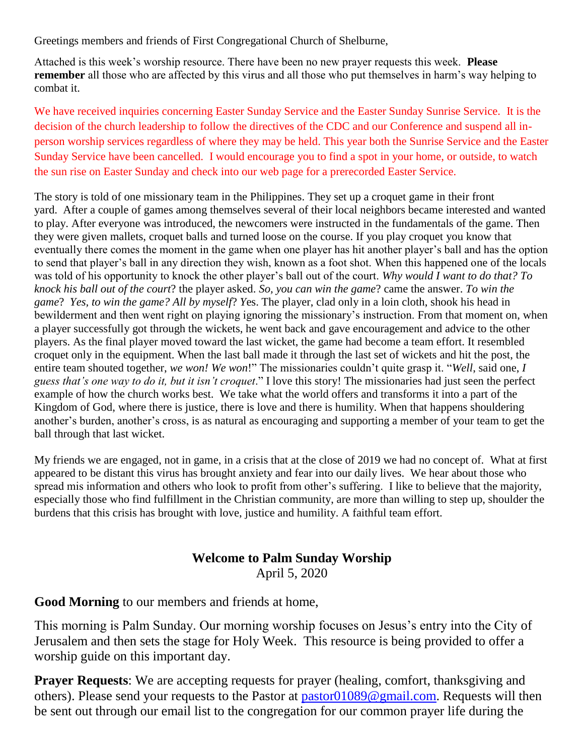Greetings members and friends of First Congregational Church of Shelburne,

Attached is this week's worship resource. There have been no new prayer requests this week. **Please remember** all those who are affected by this virus and all those who put themselves in harm's way helping to combat it.

We have received inquiries concerning Easter Sunday Service and the Easter Sunday Sunrise Service. It is the decision of the church leadership to follow the directives of the CDC and our Conference and suspend all in-person worship services regardless of where they may be held. This year both the Sunrise Service and the Easter Sunday Service have been cancelled. I would encourage you to find a spot in your home, or outside, to watch the sun rise on Easter Sunday and check into our web page for a prerecorded Easter Service.

The story is told of one missionary team in the Philippines. They set up a croquet game in their front yard. After a couple of games among themselves several of their local neighbors became interested and wanted to play. After everyone was introduced, the newcomers were instructed in the fundamentals of the game. Then they were given mallets, croquet balls and turned loose on the course. If you play croquet you know that eventually there comes the moment in the game when one player has hit another player's ball and has the option to send that player's ball in any direction they wish, known as a foot shot. When this happened one of the locals was told of his opportunity to knock the other player's ball out of the court. *Why would I want to do that? To knock his ball out of the court*? the player asked. *So, you can win the game*? came the answer. *To win the game*? *Yes, to win the game? All by myself*? *Y*es. The player, clad only in a loin cloth, shook his head in bewilderment and then went right on playing ignoring the missionary's instruction. From that moment on, when a player successfully got through the wickets, he went back and gave encouragement and advice to the other players. As the final player moved toward the last wicket, the game had become a team effort. It resembled croquet only in the equipment. When the last ball made it through the last set of wickets and hit the post, the entire team shouted together, *we won! We won*!" The missionaries couldn't quite grasp it. "*Well*, said one, *I guess that's one way to do it, but it isn't croquet*." I love this story! The missionaries had just seen the perfect example of how the church works best. We take what the world offers and transforms it into a part of the Kingdom of God, where there is justice, there is love and there is humility. When that happens shouldering another's burden, another's cross, is as natural as encouraging and supporting a member of your team to get the ball through that last wicket.

My friends we are engaged, not in game, in a crisis that at the close of 2019 we had no concept of. What at first appeared to be distant this virus has brought anxiety and fear into our daily lives. We hear about those who spread mis information and others who look to profit from other's suffering. I like to believe that the majority, especially those who find fulfillment in the Christian community, are more than willing to step up, shoulder the burdens that this crisis has brought with love, justice and humility. A faithful team effort.

## Welcome to Palm Sunday Worship

April 5, 2020

**Good Morning** to our members and friends at home,

This morning is Palm Sunday. Our morning worship focuses on Jesus's entry into the City of Jerusalem and then sets the stage for Holy Week. This resource is being provided to offer a worship guide on this important day.

**Prayer Requests**: We are accepting requests for prayer (healing, comfort, thanksgiving and others). Please send your requests to the Pastor at pastor01089@gmail.com. Requests will then be sent out through our email list to the congregation for our common prayer life during the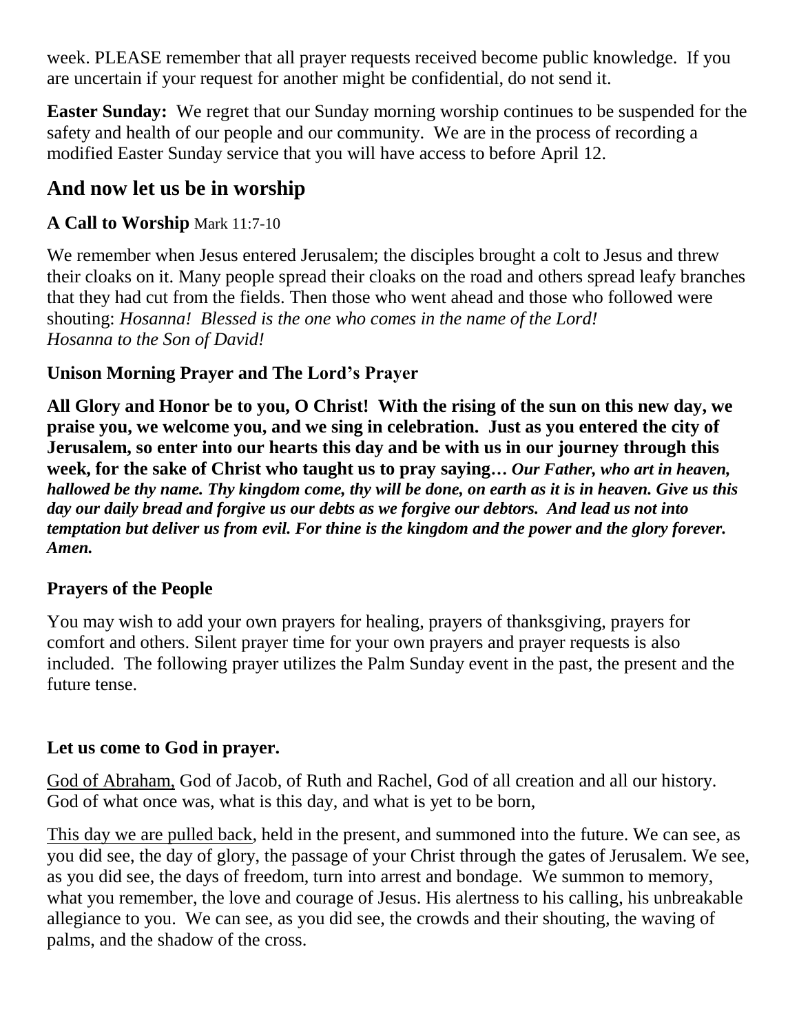week. PLEASE remember that all prayer requests received become public knowledge. If you are uncertain if your request for another might be confidential, do not send it.

**Easter Sunday:** We regret that our Sunday morning worship continues to be suspended for the safety and health of our people and our community. We are in the process of recording a modified Easter Sunday service that you will have access to before April 12.

## And now let us be in worship

### A Call to Worship Mark 11:7-10

We remember when Jesus entered Jerusalem; the disciples brought a colt to Jesus and threw their cloaks on it. Many people spread their cloaks on the road and others spread leafy branches that they had cut from the fields. Then those who went ahead and those who followed were shouting: *Hosanna! Blessed is the one who comes in the name of the Lord!*
*Hosanna to the Son of David!*

### Unison Morning Prayer and The Lord's Prayer

**All Glory and Honor be to you, O Christ! With the rising of the sun on this new day, we praise you, we welcome you, and we sing in celebration. Just as you entered the city of Jerusalem, so enter into our hearts this day and be with us in our journey through this week, for the sake of Christ who taught us to pray saying…** ***Our Father, who art in heaven, hallowed be thy name. Thy kingdom come, thy will be done, on earth as it is in heaven. Give us this day our daily bread and forgive us our debts as we forgive our debtors. And lead us not into temptation but deliver us from evil. For thine is the kingdom and the power and the glory forever. Amen.***

### Prayers of the People

You may wish to add your own prayers for healing, prayers of thanksgiving, prayers for comfort and others. Silent prayer time for your own prayers and prayer requests is also included. The following prayer utilizes the Palm Sunday event in the past, the present and the future tense.

### Let us come to God in prayer.

<u>God of Abraham,</u> God of Jacob, of Ruth and Rachel, God of all creation and all our history. God of what once was, what is this day, and what is yet to be born,

<u>This day we are pulled back</u>, held in the present, and summoned into the future. We can see, as you did see, the day of glory, the passage of your Christ through the gates of Jerusalem. We see, as you did see, the days of freedom, turn into arrest and bondage. We summon to memory, what you remember, the love and courage of Jesus. His alertness to his calling, his unbreakable allegiance to you. We can see, as you did see, the crowds and their shouting, the waving of palms, and the shadow of the cross.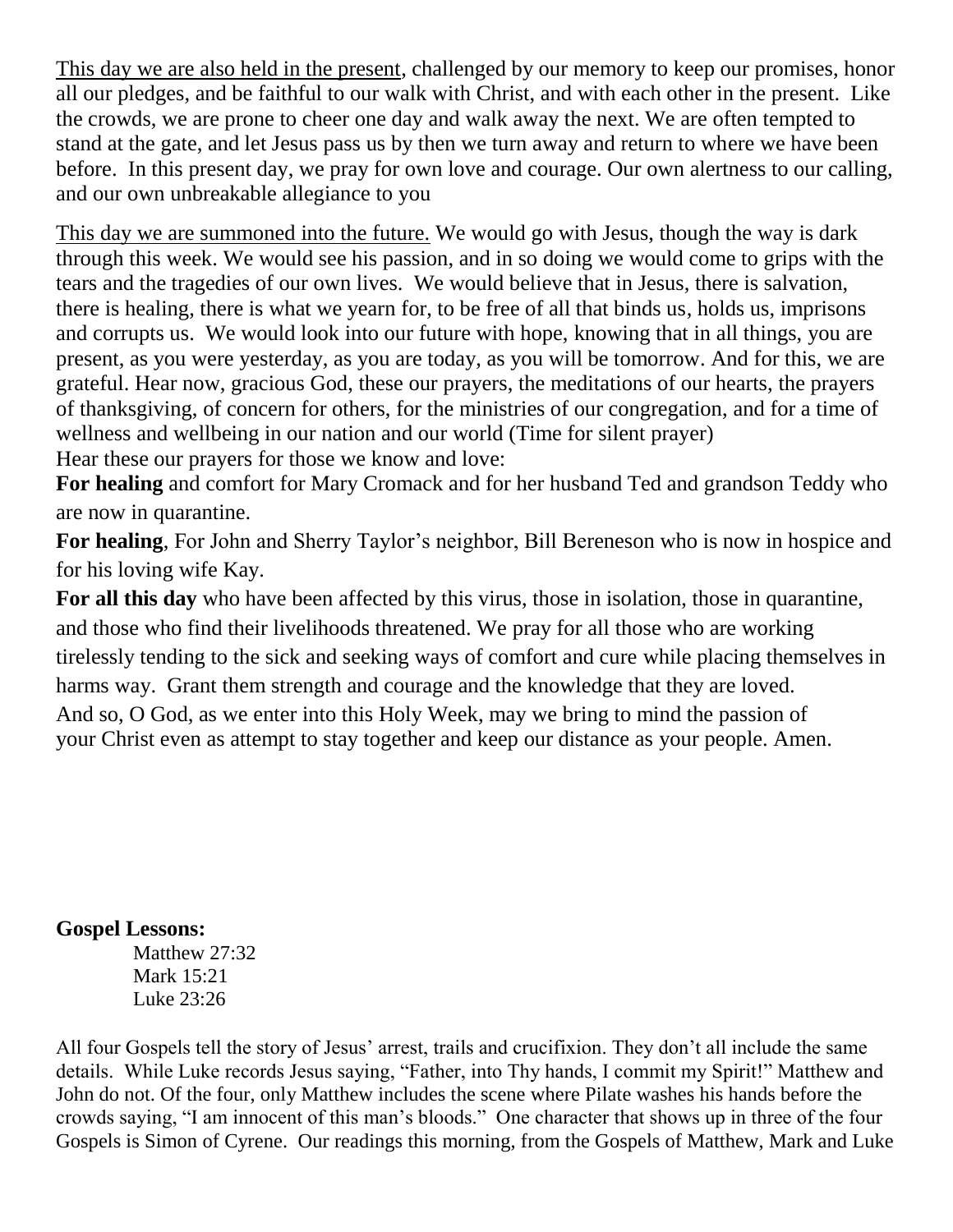<u>This day we are also held in the present</u>, challenged by our memory to keep our promises, honor all our pledges, and be faithful to our walk with Christ, and with each other in the present. Like the crowds, we are prone to cheer one day and walk away the next. We are often tempted to stand at the gate, and let Jesus pass us by then we turn away and return to where we have been before. In this present day, we pray for own love and courage. Our own alertness to our calling, and our own unbreakable allegiance to you

<u>This day we are summoned into the future.</u> We would go with Jesus, though the way is dark through this week. We would see his passion, and in so doing we would come to grips with the tears and the tragedies of our own lives. We would believe that in Jesus, there is salvation, there is healing, there is what we yearn for, to be free of all that binds us, holds us, imprisons and corrupts us. We would look into our future with hope, knowing that in all things, you are present, as you were yesterday, as you are today, as you will be tomorrow. And for this, we are grateful. Hear now, gracious God, these our prayers, the meditations of our hearts, the prayers of thanksgiving, of concern for others, for the ministries of our congregation, and for a time of wellness and wellbeing in our nation and our world (Time for silent prayer)
Hear these our prayers for those we know and love:

**For healing** and comfort for Mary Cromack and for her husband Ted and grandson Teddy who are now in quarantine.

**For healing**, For John and Sherry Taylor's neighbor, Bill Bereneson who is now in hospice and for his loving wife Kay.

**For all this day** who have been affected by this virus, those in isolation, those in quarantine, and those who find their livelihoods threatened. We pray for all those who are working tirelessly tending to the sick and seeking ways of comfort and cure while placing themselves in harms way. Grant them strength and courage and the knowledge that they are loved.
And so, O God, as we enter into this Holy Week, may we bring to mind the passion of your Christ even as attempt to stay together and keep our distance as your people. Amen.

**Gospel Lessons:**

Matthew 27:32
Mark 15:21
Luke 23:26

All four Gospels tell the story of Jesus' arrest, trails and crucifixion. They don't all include the same details. While Luke records Jesus saying, "Father, into Thy hands, I commit my Spirit!" Matthew and John do not. Of the four, only Matthew includes the scene where Pilate washes his hands before the crowds saying, "I am innocent of this man's bloods." One character that shows up in three of the four Gospels is Simon of Cyrene. Our readings this morning, from the Gospels of Matthew, Mark and Luke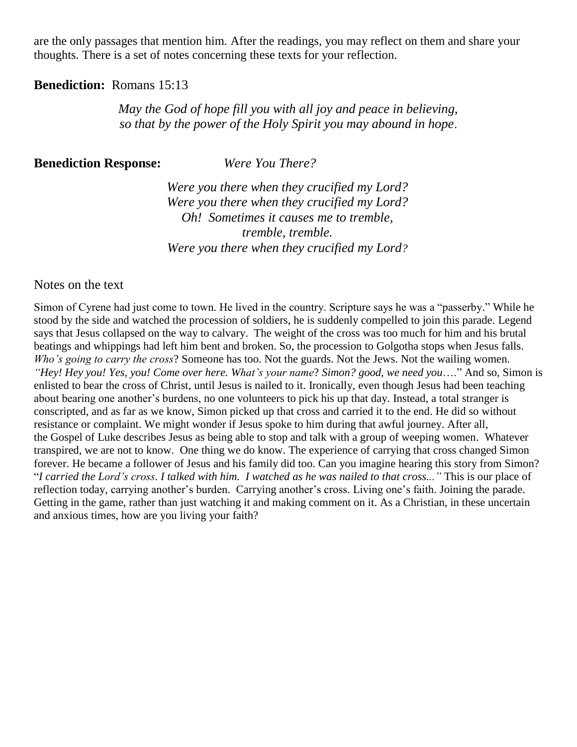are the only passages that mention him. After the readings, you may reflect on them and share your thoughts. There is a set of notes concerning these texts for your reflection.

**Benediction:** Romans 15:13

*May the God of hope fill you with all joy and peace in believing,*
*so that by the power of the Holy Spirit you may abound in hope.*

**Benediction Response:** *Were You There?*

*Were you there when they crucified my Lord?*
*Were you there when they crucified my Lord?*
*Oh! Sometimes it causes me to tremble,*
*tremble, tremble.*
*Were you there when they crucified my Lord?*

## Notes on the text

Simon of Cyrene had just come to town. He lived in the country. Scripture says he was a "passerby." While he stood by the side and watched the procession of soldiers, he is suddenly compelled to join this parade. Legend says that Jesus collapsed on the way to calvary. The weight of the cross was too much for him and his brutal beatings and whippings had left him bent and broken. So, the procession to Golgotha stops when Jesus falls. *Who's going to carry the cross*? Someone has too. Not the guards. Not the Jews. Not the wailing women. *"Hey! Hey you! Yes, you! Come over here. What's your name*? *Simon? good, we need you*…." And so, Simon is enlisted to bear the cross of Christ, until Jesus is nailed to it. Ironically, even though Jesus had been teaching about bearing one another's burdens, no one volunteers to pick his up that day. Instead, a total stranger is conscripted, and as far as we know, Simon picked up that cross and carried it to the end. He did so without resistance or complaint. We might wonder if Jesus spoke to him during that awful journey. After all, the Gospel of Luke describes Jesus as being able to stop and talk with a group of weeping women. Whatever transpired, we are not to know. One thing we do know. The experience of carrying that cross changed Simon forever. He became a follower of Jesus and his family did too. Can you imagine hearing this story from Simon? "*I carried the Lord's cross. I talked with him. I watched as he was nailed to that cross..."* This is our place of reflection today, carrying another's burden. Carrying another's cross. Living one's faith. Joining the parade. Getting in the game, rather than just watching it and making comment on it. As a Christian, in these uncertain and anxious times, how are you living your faith?